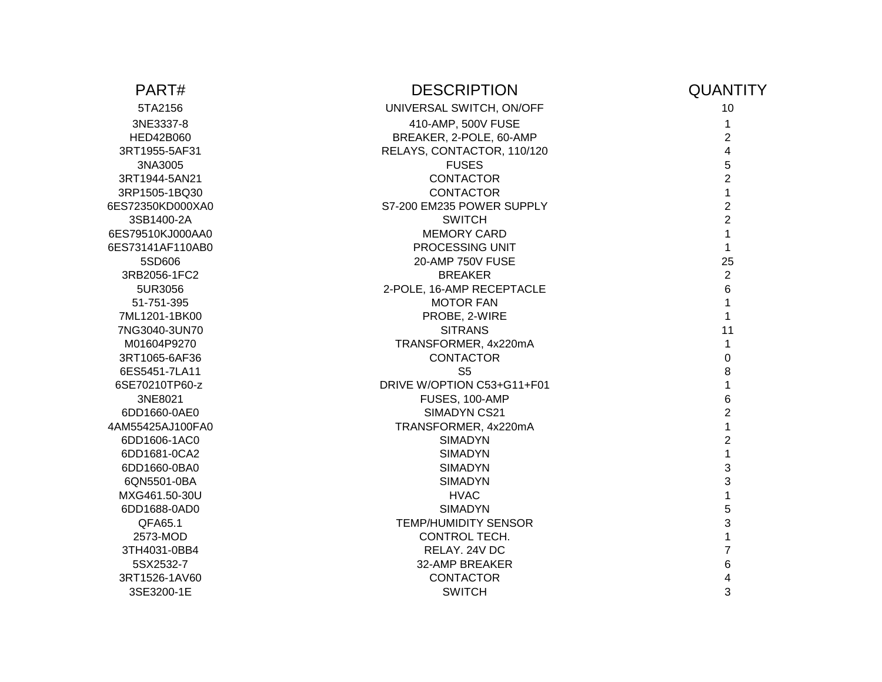| PART# | DESCRIPTION | QUANTITY |
|---|---|---|
| 5TA2156 | UNIVERSAL SWITCH, ON/OFF | 10 |
| 3NE3337-8 | 410-AMP, 500V FUSE | 1 |
| HED42B060 | BREAKER, 2-POLE, 60-AMP | 2 |
| 3RT1955-5AF31 | RELAYS, CONTACTOR, 110/120 | 4 |
| 3NA3005 | FUSES | 5 |
| 3RT1944-5AN21 | CONTACTOR | 2 |
| 3RP1505-1BQ30 | CONTACTOR | 1 |
| 6ES72350KD000XA0 | S7-200 EM235 POWER SUPPLY | 2 |
| 3SB1400-2A | SWITCH | 2 |
| 6ES79510KJ000AA0 | MEMORY CARD | 1 |
| 6ES73141AF110AB0 | PROCESSING UNIT | 1 |
| 5SD606 | 20-AMP 750V FUSE | 25 |
| 3RB2056-1FC2 | BREAKER | 2 |
| 5UR3056 | 2-POLE, 16-AMP RECEPTACLE | 6 |
| 51-751-395 | MOTOR FAN | 1 |
| 7ML1201-1BK00 | PROBE, 2-WIRE | 1 |
| 7NG3040-3UN70 | SITRANS | 11 |
| M01604P9270 | TRANSFORMER, 4x220mA | 1 |
| 3RT1065-6AF36 | CONTACTOR | 0 |
| 6ES5451-7LA11 | S5 | 8 |
| 6SE70210TP60-z | DRIVE W/OPTION C53+G11+F01 | 1 |
| 3NE8021 | FUSES, 100-AMP | 6 |
| 6DD1660-0AE0 | SIMADYN CS21 | 2 |
| 4AM55425AJ100FA0 | TRANSFORMER, 4x220mA | 1 |
| 6DD1606-1AC0 | SIMADYN | 2 |
| 6DD1681-0CA2 | SIMADYN | 1 |
| 6DD1660-0BA0 | SIMADYN | 3 |
| 6QN5501-0BA | SIMADYN | 3 |
| MXG461.50-30U | HVAC | 1 |
| 6DD1688-0AD0 | SIMADYN | 5 |
| QFA65.1 | TEMP/HUMIDITY SENSOR | 3 |
| 2573-MOD | CONTROL TECH. | 1 |
| 3TH4031-0BB4 | RELAY. 24V DC | 7 |
| 5SX2532-7 | 32-AMP BREAKER | 6 |
| 3RT1526-1AV60 | CONTACTOR | 4 |
| 3SE3200-1E | SWITCH | 3 |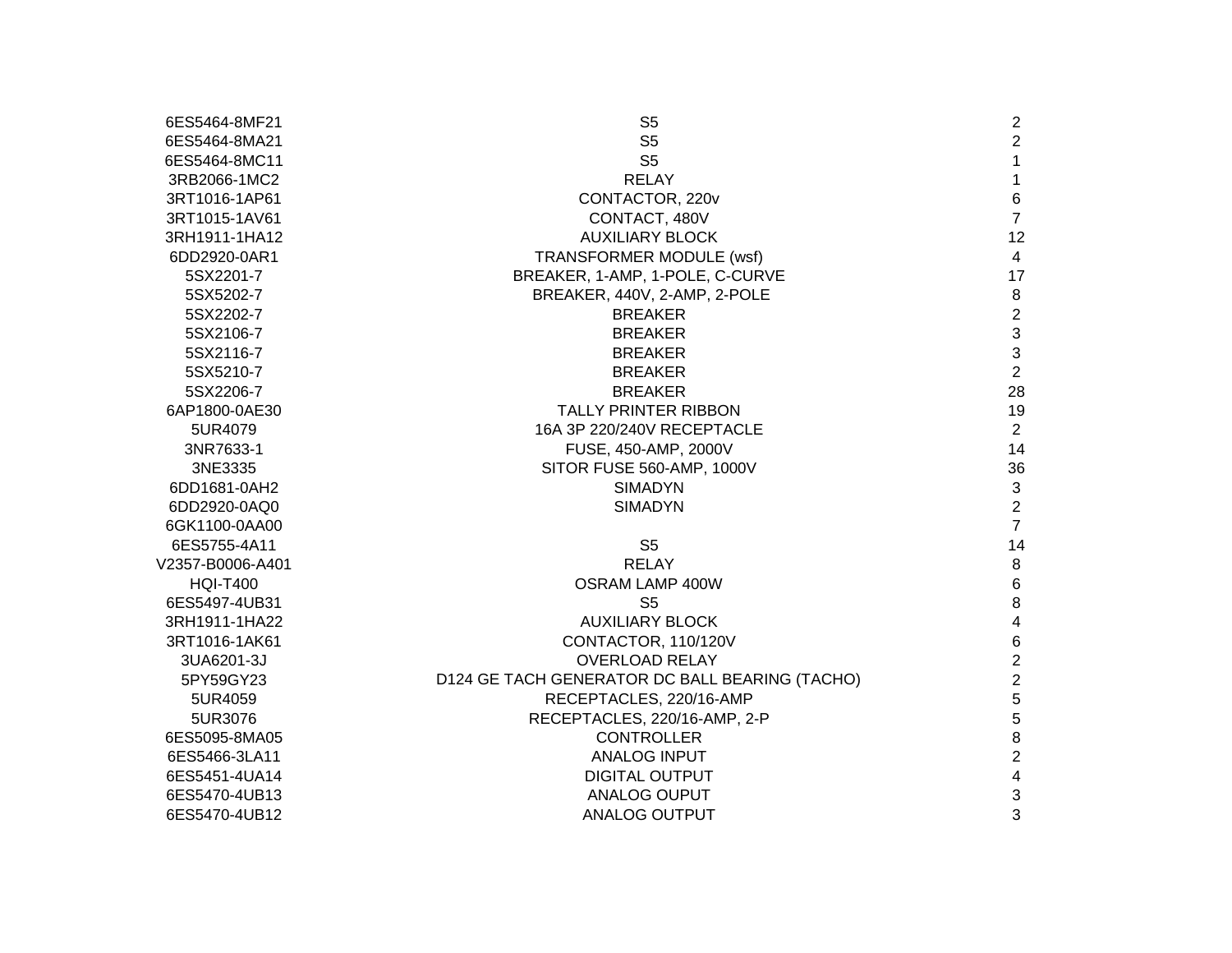| | | |
|---|---|---|
| 6ES5464-8MF21 | S5 | 2 |
| 6ES5464-8MA21 | S5 | 2 |
| 6ES5464-8MC11 | S5 | 1 |
| 3RB2066-1MC2 | RELAY | 1 |
| 3RT1016-1AP61 | CONTACTOR, 220v | 6 |
| 3RT1015-1AV61 | CONTACT, 480V | 7 |
| 3RH1911-1HA12 | AUXILIARY BLOCK | 12 |
| 6DD2920-0AR1 | TRANSFORMER MODULE (wsf) | 4 |
| 5SX2201-7 | BREAKER, 1-AMP, 1-POLE, C-CURVE | 17 |
| 5SX5202-7 | BREAKER, 440V, 2-AMP, 2-POLE | 8 |
| 5SX2202-7 | BREAKER | 2 |
| 5SX2106-7 | BREAKER | 3 |
| 5SX2116-7 | BREAKER | 3 |
| 5SX5210-7 | BREAKER | 2 |
| 5SX2206-7 | BREAKER | 28 |
| 6AP1800-0AE30 | TALLY PRINTER RIBBON | 19 |
| 5UR4079 | 16A 3P 220/240V RECEPTACLE | 2 |
| 3NR7633-1 | FUSE, 450-AMP, 2000V | 14 |
| 3NE3335 | SITOR FUSE 560-AMP, 1000V | 36 |
| 6DD1681-0AH2 | SIMADYN | 3 |
| 6DD2920-0AQ0 | SIMADYN | 2 |
| 6GK1100-0AA00 | | 7 |
| 6ES5755-4A11 | S5 | 14 |
| V2357-B0006-A401 | RELAY | 8 |
| HQI-T400 | OSRAM LAMP 400W | 6 |
| 6ES5497-4UB31 | S5 | 8 |
| 3RH1911-1HA22 | AUXILIARY BLOCK | 4 |
| 3RT1016-1AK61 | CONTACTOR, 110/120V | 6 |
| 3UA6201-3J | OVERLOAD RELAY | 2 |
| 5PY59GY23 | D124 GE TACH GENERATOR DC BALL BEARING (TACHO) | 2 |
| 5UR4059 | RECEPTACLES, 220/16-AMP | 5 |
| 5UR3076 | RECEPTACLES, 220/16-AMP, 2-P | 5 |
| 6ES5095-8MA05 | CONTROLLER | 8 |
| 6ES5466-3LA11 | ANALOG INPUT | 2 |
| 6ES5451-4UA14 | DIGITAL OUTPUT | 4 |
| 6ES5470-4UB13 | ANALOG OUPUT | 3 |
| 6ES5470-4UB12 | ANALOG OUTPUT | 3 |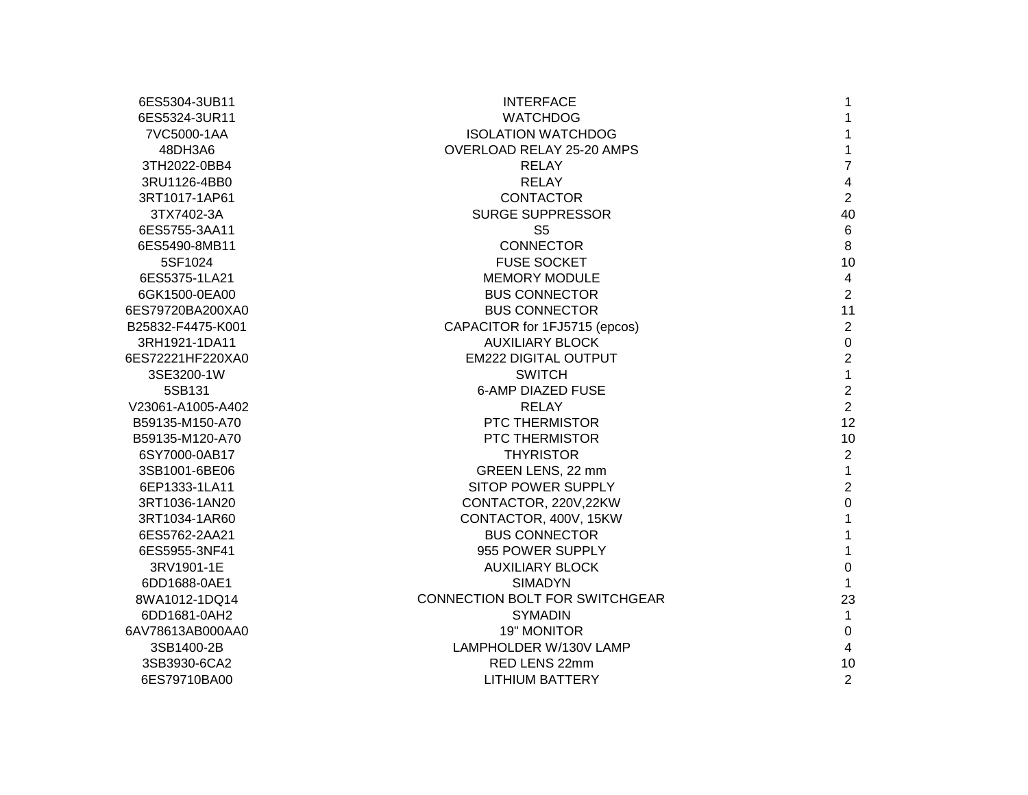| | | |
|---|---|---|
| 6ES5304-3UB11 | INTERFACE | 1 |
| 6ES5324-3UR11 | WATCHDOG | 1 |
| 7VC5000-1AA | ISOLATION WATCHDOG | 1 |
| 48DH3A6 | OVERLOAD RELAY 25-20 AMPS | 1 |
| 3TH2022-0BB4 | RELAY | 7 |
| 3RU1126-4BB0 | RELAY | 4 |
| 3RT1017-1AP61 | CONTACTOR | 2 |
| 3TX7402-3A | SURGE SUPPRESSOR | 40 |
| 6ES5755-3AA11 | S5 | 6 |
| 6ES5490-8MB11 | CONNECTOR | 8 |
| 5SF1024 | FUSE SOCKET | 10 |
| 6ES5375-1LA21 | MEMORY MODULE | 4 |
| 6GK1500-0EA00 | BUS CONNECTOR | 2 |
| 6ES79720BA200XA0 | BUS CONNECTOR | 11 |
| B25832-F4475-K001 | CAPACITOR for 1FJ5715 (epcos) | 2 |
| 3RH1921-1DA11 | AUXILIARY BLOCK | 0 |
| 6ES72221HF220XA0 | EM222 DIGITAL OUTPUT | 2 |
| 3SE3200-1W | SWITCH | 1 |
| 5SB131 | 6-AMP DIAZED FUSE | 2 |
| V23061-A1005-A402 | RELAY | 2 |
| B59135-M150-A70 | PTC THERMISTOR | 12 |
| B59135-M120-A70 | PTC THERMISTOR | 10 |
| 6SY7000-0AB17 | THYRISTOR | 2 |
| 3SB1001-6BE06 | GREEN LENS, 22 mm | 1 |
| 6EP1333-1LA11 | SITOP POWER SUPPLY | 2 |
| 3RT1036-1AN20 | CONTACTOR, 220V,22KW | 0 |
| 3RT1034-1AR60 | CONTACTOR, 400V, 15KW | 1 |
| 6ES5762-2AA21 | BUS CONNECTOR | 1 |
| 6ES5955-3NF41 | 955 POWER SUPPLY | 1 |
| 3RV1901-1E | AUXILIARY BLOCK | 0 |
| 6DD1688-0AE1 | SIMADYN | 1 |
| 8WA1012-1DQ14 | CONNECTION BOLT FOR SWITCHGEAR | 23 |
| 6DD1681-0AH2 | SYMADIN | 1 |
| 6AV78613AB000AA0 | 19" MONITOR | 0 |
| 3SB1400-2B | LAMPHOLDER W/130V LAMP | 4 |
| 3SB3930-6CA2 | RED LENS 22mm | 10 |
| 6ES79710BA00 | LITHIUM BATTERY | 2 |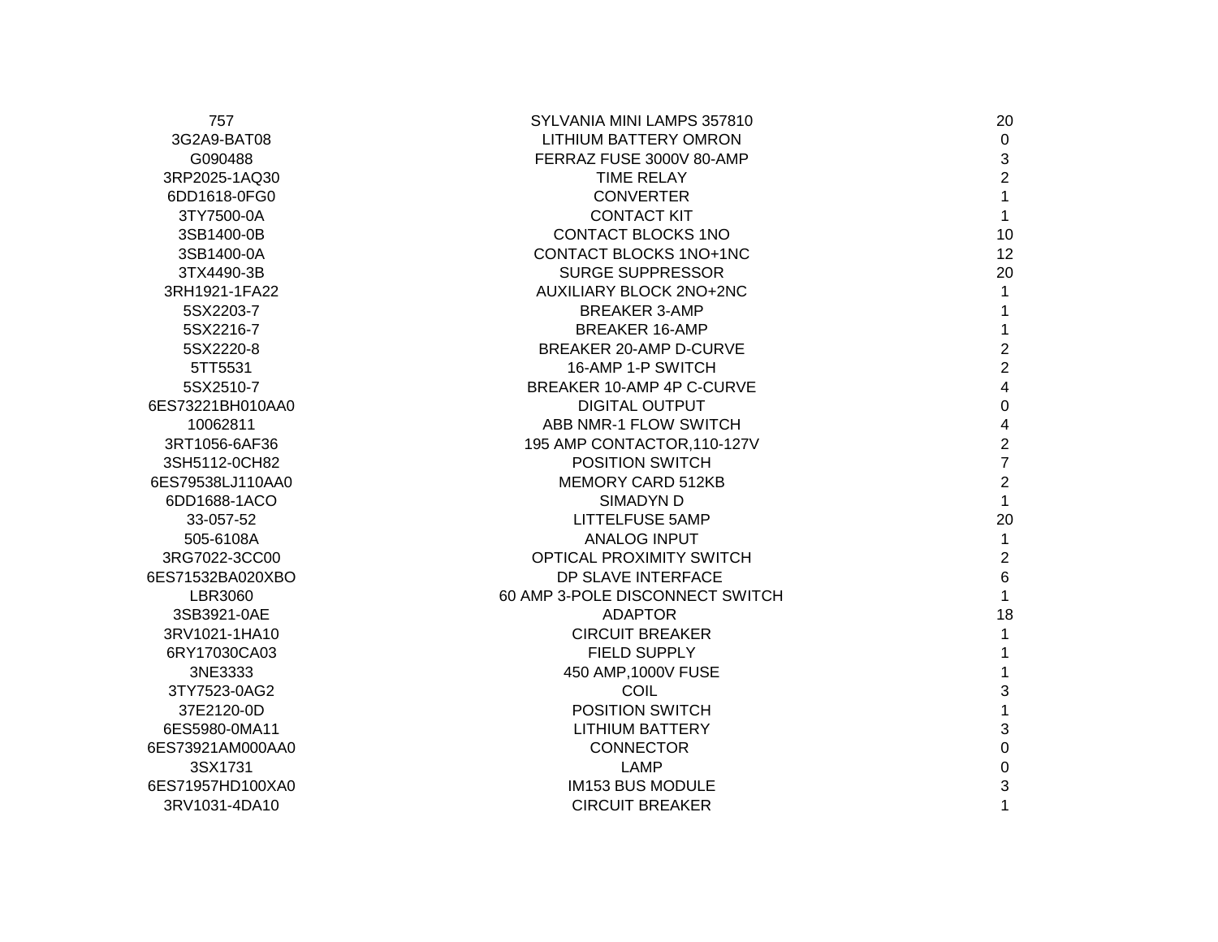| | | |
|---|---|---|
| 757 | SYLVANIA MINI LAMPS 357810 | 20 |
| 3G2A9-BAT08 | LITHIUM BATTERY OMRON | 0 |
| G090488 | FERRAZ FUSE 3000V 80-AMP | 3 |
| 3RP2025-1AQ30 | TIME RELAY | 2 |
| 6DD1618-0FG0 | CONVERTER | 1 |
| 3TY7500-0A | CONTACT KIT | 1 |
| 3SB1400-0B | CONTACT BLOCKS 1NO | 10 |
| 3SB1400-0A | CONTACT BLOCKS 1NO+1NC | 12 |
| 3TX4490-3B | SURGE SUPPRESSOR | 20 |
| 3RH1921-1FA22 | AUXILIARY BLOCK 2NO+2NC | 1 |
| 5SX2203-7 | BREAKER 3-AMP | 1 |
| 5SX2216-7 | BREAKER 16-AMP | 1 |
| 5SX2220-8 | BREAKER 20-AMP D-CURVE | 2 |
| 5TT5531 | 16-AMP 1-P SWITCH | 2 |
| 5SX2510-7 | BREAKER 10-AMP 4P C-CURVE | 4 |
| 6ES73221BH010AA0 | DIGITAL OUTPUT | 0 |
| 10062811 | ABB NMR-1 FLOW SWITCH | 4 |
| 3RT1056-6AF36 | 195 AMP CONTACTOR,110-127V | 2 |
| 3SH5112-0CH82 | POSITION SWITCH | 7 |
| 6ES79538LJ110AA0 | MEMORY CARD 512KB | 2 |
| 6DD1688-1ACO | SIMADYN D | 1 |
| 33-057-52 | LITTELFUSE 5AMP | 20 |
| 505-6108A | ANALOG INPUT | 1 |
| 3RG7022-3CC00 | OPTICAL PROXIMITY SWITCH | 2 |
| 6ES71532BA020XBO | DP SLAVE INTERFACE | 6 |
| LBR3060 | 60 AMP 3-POLE DISCONNECT SWITCH | 1 |
| 3SB3921-0AE | ADAPTOR | 18 |
| 3RV1021-1HA10 | CIRCUIT BREAKER | 1 |
| 6RY17030CA03 | FIELD SUPPLY | 1 |
| 3NE3333 | 450 AMP,1000V FUSE | 1 |
| 3TY7523-0AG2 | COIL | 3 |
| 37E2120-0D | POSITION SWITCH | 1 |
| 6ES5980-0MA11 | LITHIUM BATTERY | 3 |
| 6ES73921AM000AA0 | CONNECTOR | 0 |
| 3SX1731 | LAMP | 0 |
| 6ES71957HD100XA0 | IM153 BUS MODULE | 3 |
| 3RV1031-4DA10 | CIRCUIT BREAKER | 1 |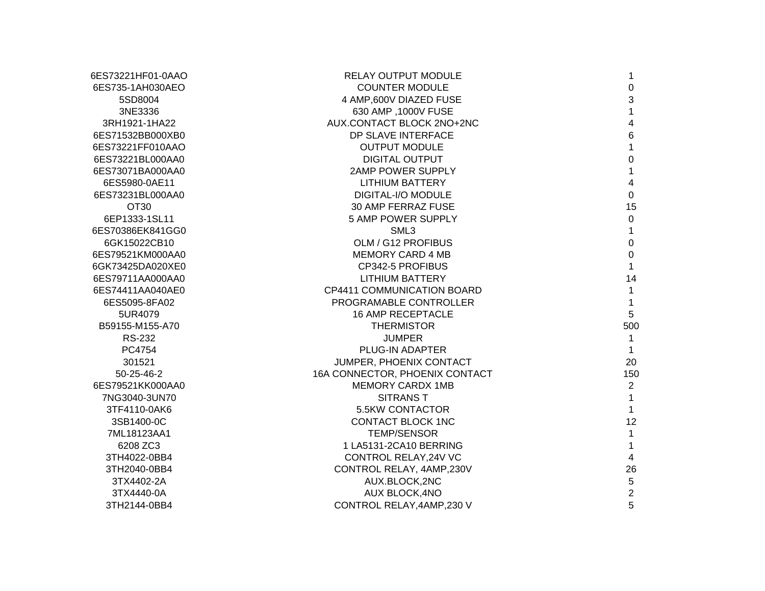| | | |
|---|---|---|
| 6ES73221HF01-0AAO | RELAY OUTPUT MODULE | 1 |
| 6ES735-1AH030AEO | COUNTER MODULE | 0 |
| 5SD8004 | 4 AMP,600V DIAZED FUSE | 3 |
| 3NE3336 | 630 AMP ,1000V FUSE | 1 |
| 3RH1921-1HA22 | AUX.CONTACT BLOCK 2NO+2NC | 4 |
| 6ES71532BB000XB0 | DP SLAVE INTERFACE | 6 |
| 6ES73221FF010AAO | OUTPUT MODULE | 1 |
| 6ES73221BL000AA0 | DIGITAL OUTPUT | 0 |
| 6ES73071BA000AA0 | 2AMP POWER SUPPLY | 1 |
| 6ES5980-0AE11 | LITHIUM BATTERY | 4 |
| 6ES73231BL000AA0 | DIGITAL-I/O MODULE | 0 |
| OT30 | 30 AMP FERRAZ FUSE | 15 |
| 6EP1333-1SL11 | 5 AMP POWER SUPPLY | 0 |
| 6ES70386EK841GG0 | SML3 | 1 |
| 6GK15022CB10 | OLM / G12 PROFIBUS | 0 |
| 6ES79521KM000AA0 | MEMORY CARD 4 MB | 0 |
| 6GK73425DA020XE0 | CP342-5 PROFIBUS | 1 |
| 6ES79711AA000AA0 | LITHIUM BATTERY | 14 |
| 6ES74411AA040AE0 | CP4411 COMMUNICATION BOARD | 1 |
| 6ES5095-8FA02 | PROGRAMABLE CONTROLLER | 1 |
| 5UR4079 | 16 AMP RECEPTACLE | 5 |
| B59155-M155-A70 | THERMISTOR | 500 |
| RS-232 | JUMPER | 1 |
| PC4754 | PLUG-IN ADAPTER | 1 |
| 301521 | JUMPER, PHOENIX CONTACT | 20 |
| 50-25-46-2 | 16A CONNECTOR, PHOENIX CONTACT | 150 |
| 6ES79521KK000AA0 | MEMORY CARDX 1MB | 2 |
| 7NG3040-3UN70 | SITRANS T | 1 |
| 3TF4110-0AK6 | 5.5KW CONTACTOR | 1 |
| 3SB1400-0C | CONTACT BLOCK 1NC | 12 |
| 7ML18123AA1 | TEMP/SENSOR | 1 |
| 6208 ZC3 | 1 LA5131-2CA10 BERRING | 1 |
| 3TH4022-0BB4 | CONTROL RELAY,24V VC | 4 |
| 3TH2040-0BB4 | CONTROL RELAY, 4AMP,230V | 26 |
| 3TX4402-2A | AUX.BLOCK,2NC | 5 |
| 3TX4440-0A | AUX BLOCK,4NO | 2 |
| 3TH2144-0BB4 | CONTROL RELAY,4AMP,230 V | 5 |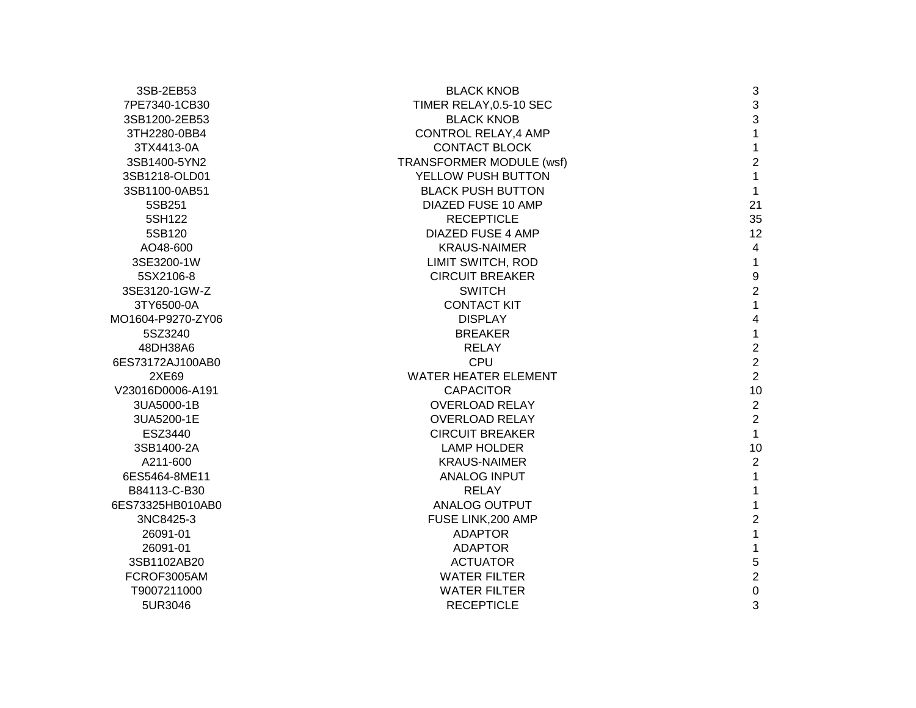| | | |
|---|---|---|
| 3SB-2EB53 | BLACK KNOB | 3 |
| 7PE7340-1CB30 | TIMER RELAY,0.5-10 SEC | 3 |
| 3SB1200-2EB53 | BLACK KNOB | 3 |
| 3TH2280-0BB4 | CONTROL RELAY,4 AMP | 1 |
| 3TX4413-0A | CONTACT BLOCK | 1 |
| 3SB1400-5YN2 | TRANSFORMER MODULE (wsf) | 2 |
| 3SB1218-OLD01 | YELLOW PUSH BUTTON | 1 |
| 3SB1100-0AB51 | BLACK PUSH BUTTON | 1 |
| 5SB251 | DIAZED FUSE 10 AMP | 21 |
| 5SH122 | RECEPTICLE | 35 |
| 5SB120 | DIAZED FUSE 4 AMP | 12 |
| AO48-600 | KRAUS-NAIMER | 4 |
| 3SE3200-1W | LIMIT SWITCH, ROD | 1 |
| 5SX2106-8 | CIRCUIT BREAKER | 9 |
| 3SE3120-1GW-Z | SWITCH | 2 |
| 3TY6500-0A | CONTACT KIT | 1 |
| MO1604-P9270-ZY06 | DISPLAY | 4 |
| 5SZ3240 | BREAKER | 1 |
| 48DH38A6 | RELAY | 2 |
| 6ES73172AJ100AB0 | CPU | 2 |
| 2XE69 | WATER HEATER ELEMENT | 2 |
| V23016D0006-A191 | CAPACITOR | 10 |
| 3UA5000-1B | OVERLOAD RELAY | 2 |
| 3UA5200-1E | OVERLOAD RELAY | 2 |
| ESZ3440 | CIRCUIT BREAKER | 1 |
| 3SB1400-2A | LAMP HOLDER | 10 |
| A211-600 | KRAUS-NAIMER | 2 |
| 6ES5464-8ME11 | ANALOG INPUT | 1 |
| B84113-C-B30 | RELAY | 1 |
| 6ES73325HB010AB0 | ANALOG OUTPUT | 1 |
| 3NC8425-3 | FUSE LINK,200 AMP | 2 |
| 26091-01 | ADAPTOR | 1 |
| 26091-01 | ADAPTOR | 1 |
| 3SB1102AB20 | ACTUATOR | 5 |
| FCROF3005AM | WATER FILTER | 2 |
| T9007211000 | WATER FILTER | 0 |
| 5UR3046 | RECEPTICLE | 3 |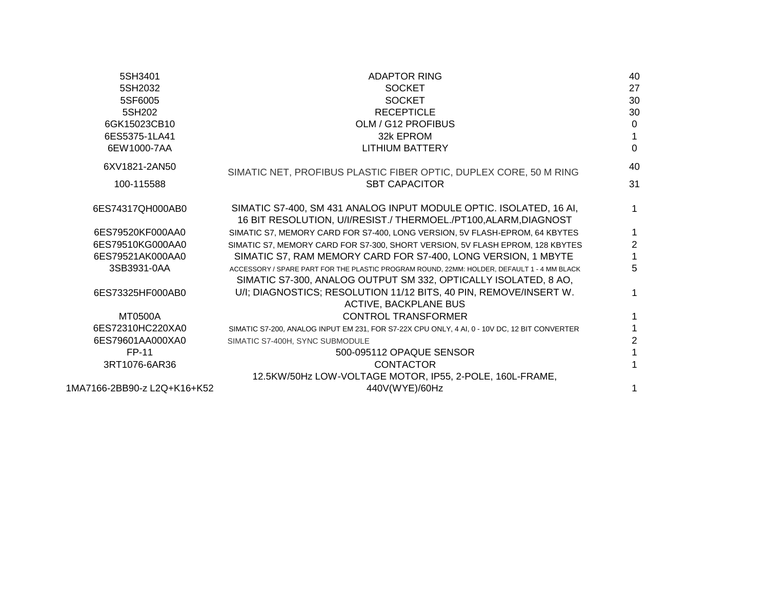| | | |
|---|---|---|
| 5SH3401 | ADAPTOR RING | 40 |
| 5SH2032 | SOCKET | 27 |
| 5SF6005 | SOCKET | 30 |
| 5SH202 | RECEPTICLE | 30 |
| 6GK15023CB10 | OLM / G12 PROFIBUS | 0 |
| 6ES5375-1LA41 | 32k EPROM | 1 |
| 6EW1000-7AA | LITHIUM BATTERY | 0 |
| 6XV1821-2AN50 | SIMATIC NET, PROFIBUS PLASTIC FIBER OPTIC, DUPLEX CORE, 50 M RING | 40 |
| 100-115588 | SBT CAPACITOR | 31 |
| 6ES74317QH000AB0 | SIMATIC S7-400, SM 431 ANALOG INPUT MODULE OPTIC. ISOLATED, 16 AI, 16 BIT RESOLUTION, U/I/RESIST./ THERMOEL./PT100,ALARM,DIAGNOST | 1 |
| 6ES79520KF000AA0 | SIMATIC S7, MEMORY CARD FOR S7-400, LONG VERSION, 5V FLASH-EPROM, 64 KBYTES | 1 |
| 6ES79510KG000AA0 | SIMATIC S7, MEMORY CARD FOR S7-300, SHORT VERSION, 5V FLASH EPROM, 128 KBYTES | 2 |
| 6ES79521AK000AA0 | SIMATIC S7, RAM MEMORY CARD FOR S7-400, LONG VERSION, 1 MBYTE | 1 |
| 3SB3931-0AA | ACCESSORY / SPARE PART FOR THE PLASTIC PROGRAM ROUND, 22MM: HOLDER, DEFAULT 1 - 4 MM BLACK | 5 |
| 6ES73325HF000AB0 | SIMATIC S7-300, ANALOG OUTPUT SM 332, OPTICALLY ISOLATED, 8 AO, U/I; DIAGNOSTICS; RESOLUTION 11/12 BITS, 40 PIN, REMOVE/INSERT W. ACTIVE, BACKPLANE BUS | 1 |
| MT0500A | CONTROL TRANSFORMER | 1 |
| 6ES72310HC220XA0 | SIMATIC S7-200, ANALOG INPUT EM 231, FOR S7-22X CPU ONLY, 4 AI, 0 - 10V DC, 12 BIT CONVERTER | 1 |
| 6ES79601AA000XA0 | SIMATIC S7-400H, SYNC SUBMODULE | 2 |
| FP-11 | 500-095112 OPAQUE SENSOR | 1 |
| 3RT1076-6AR36 | CONTACTOR | 1 |
| 1MA7166-2BB90-z L2Q+K16+K52 | 12.5KW/50Hz LOW-VOLTAGE MOTOR, IP55, 2-POLE, 160L-FRAME, 440V(WYE)/60Hz | 1 |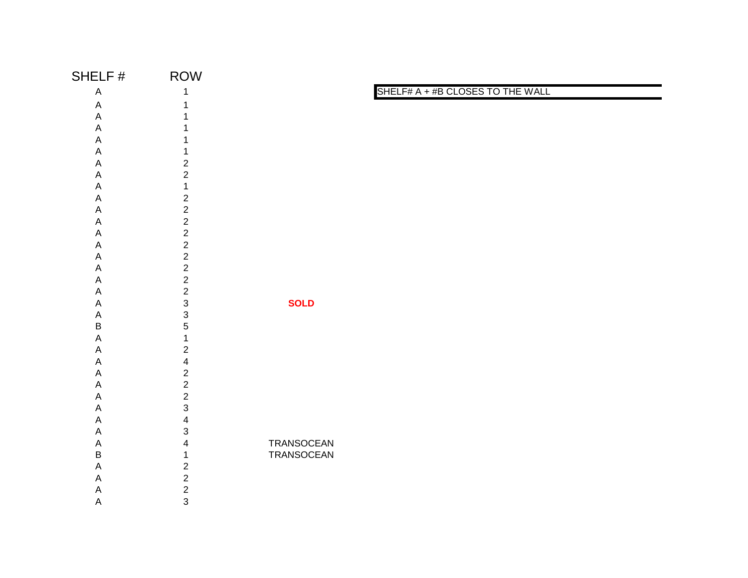| SHELF # | ROW | |
|---|---|---|
| A | 1 | |
| A | 1 | |
| A | 1 | |
| A | 1 | |
| A | 1 | |
| A | 1 | |
| A | 2 | |
| A | 2 | |
| A | 1 | |
| A | 2 | |
| A | 2 | |
| A | 2 | |
| A | 2 | |
| A | 2 | |
| A | 2 | |
| A | 2 | |
| A | 2 | |
| A | 2 | |
| A | 3 | **SOLD** |
| A | 3 | |
| B | 5 | |
| A | 1 | |
| A | 2 | |
| A | 4 | |
| A | 2 | |
| A | 2 | |
| A | 2 | |
| A | 3 | |
| A | 4 | |
| A | 3 | |
| A | 4 | TRANSOCEAN |
| B | 1 | TRANSOCEAN |
| A | 2 | |
| A | 2 | |
| A | 2 | |
| A | 3 | |

SHELF# A + #B CLOSES TO THE WALL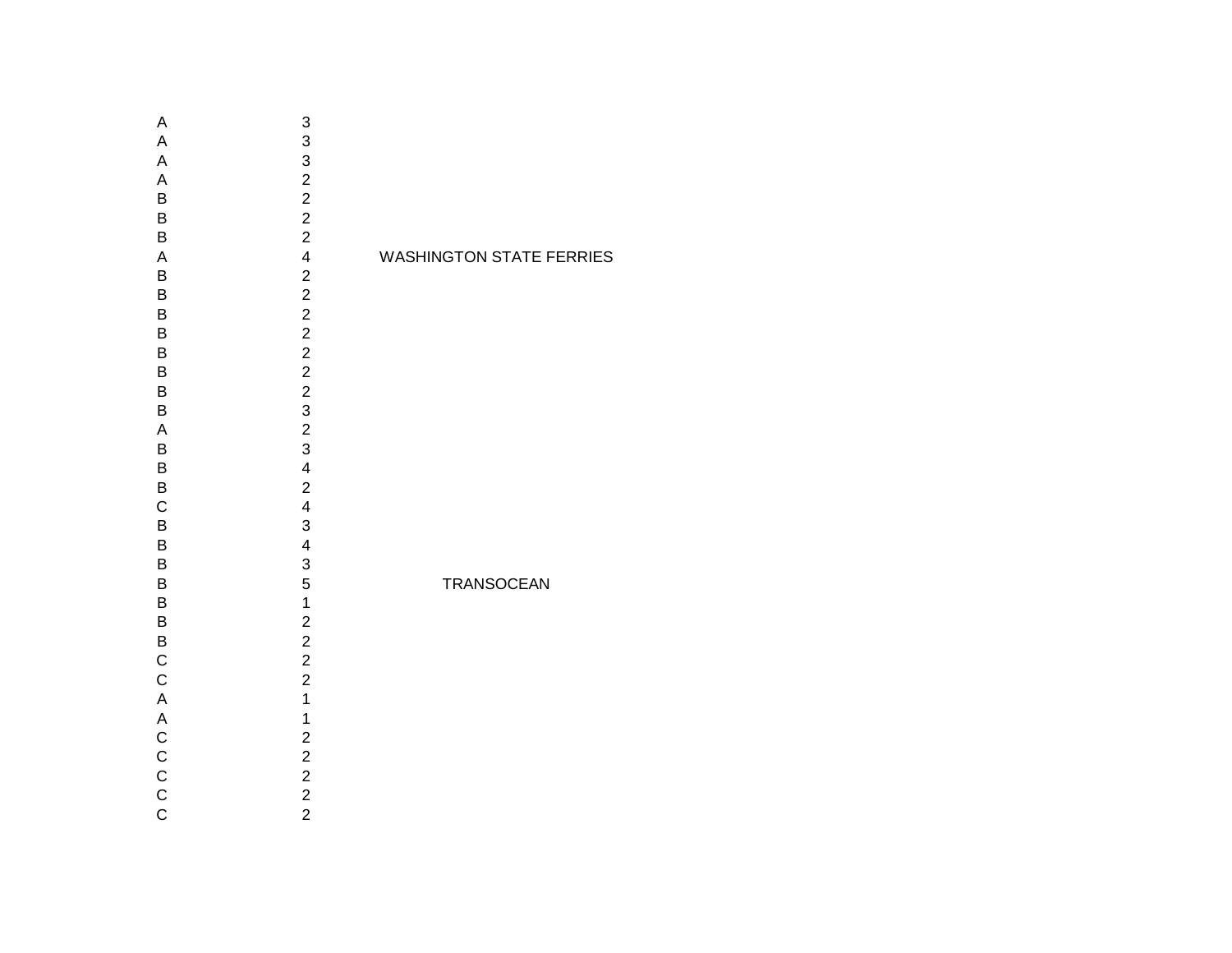| | | |
|---|---|---|
| A | 3 | |
| A | 3 | |
| A | 3 | |
| A | 2 | |
| B | 2 | |
| B | 2 | |
| B | 2 | |
| A | 4 | WASHINGTON STATE FERRIES |
| B | 2 | |
| B | 2 | |
| B | 2 | |
| B | 2 | |
| B | 2 | |
| B | 2 | |
| B | 2 | |
| B | 3 | |
| A | 2 | |
| B | 3 | |
| B | 4 | |
| B | 2 | |
| C | 4 | |
| B | 3 | |
| B | 4 | |
| B | 3 | |
| B | 5 | TRANSOCEAN |
| B | 1 | |
| B | 2 | |
| B | 2 | |
| C | 2 | |
| C | 2 | |
| A | 1 | |
| A | 1 | |
| C | 2 | |
| C | 2 | |
| C | 2 | |
| C | 2 | |
| C | 2 | |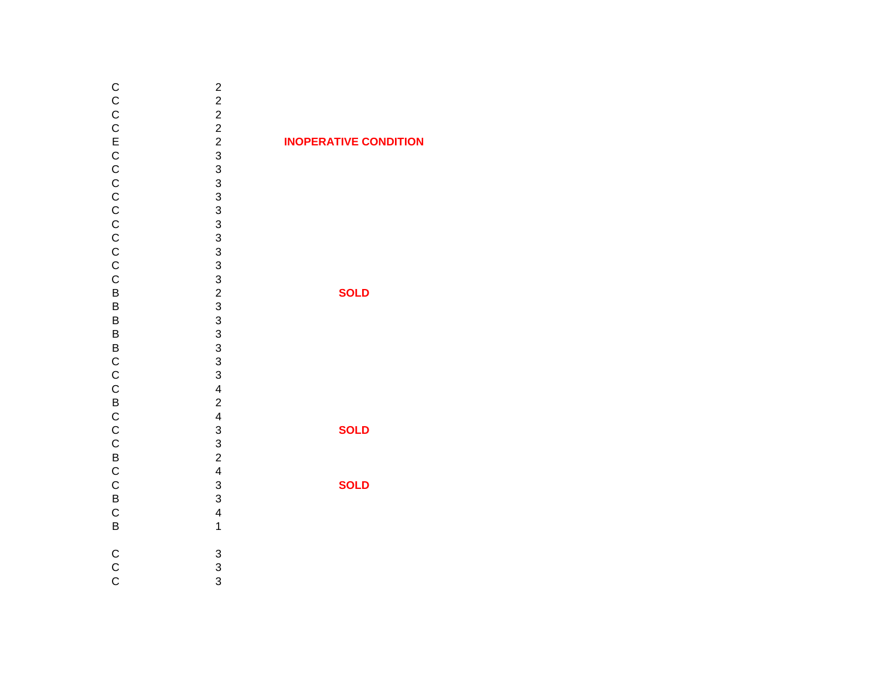| | | |
|---|---|---|
| C | 2 | |
| C | 2 | |
| C | 2 | |
| C | 2 | |
| E | 2 | **INOPERATIVE CONDITION** |
| C | 3 | |
| C | 3 | |
| C | 3 | |
| C | 3 | |
| C | 3 | |
| C | 3 | |
| C | 3 | |
| C | 3 | |
| C | 3 | |
| C | 3 | |
| B | 2 | **SOLD** |
| B | 3 | |
| B | 3 | |
| B | 3 | |
| B | 3 | |
| C | 3 | |
| C | 3 | |
| C | 4 | |
| B | 2 | |
| C | 4 | |
| C | 3 | **SOLD** |
| C | 3 | |
| B | 2 | |
| C | 4 | |
| C | 3 | **SOLD** |
| B | 3 | |
| C | 4 | |
| B | 1 | |
| | | |
| C | 3 | |
| C | 3 | |
| C | 3 | |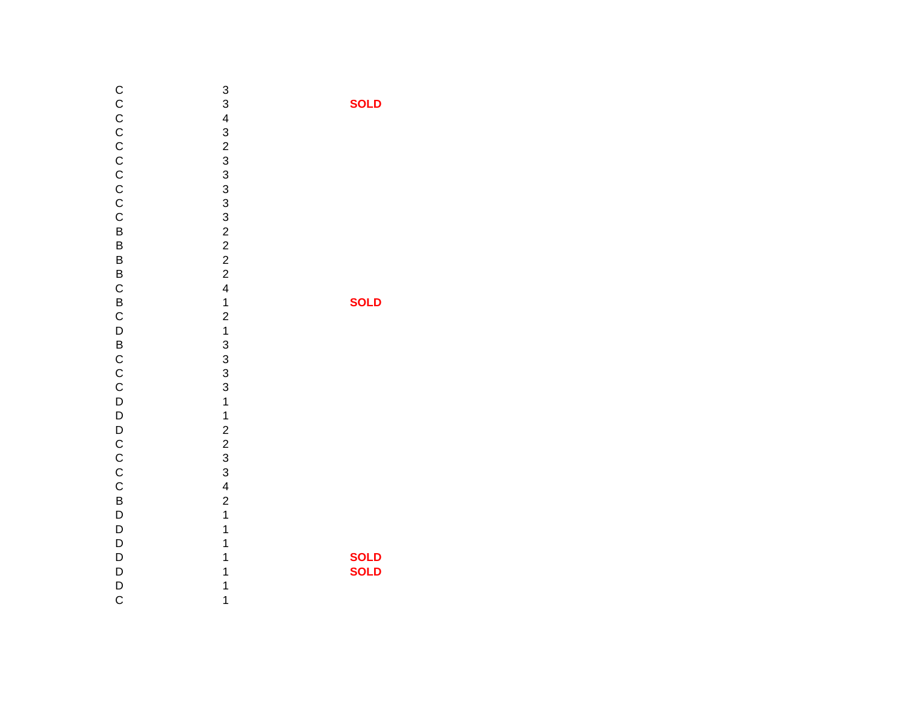| | | |
|---|---|---|
| C | 3 | |
| C | 3 | **SOLD** |
| C | 4 | |
| C | 3 | |
| C | 2 | |
| C | 3 | |
| C | 3 | |
| C | 3 | |
| C | 3 | |
| C | 3 | |
| B | 2 | |
| B | 2 | |
| B | 2 | |
| B | 2 | |
| C | 4 | |
| B | 1 | **SOLD** |
| C | 2 | |
| D | 1 | |
| B | 3 | |
| C | 3 | |
| C | 3 | |
| C | 3 | |
| D | 1 | |
| D | 1 | |
| D | 2 | |
| C | 2 | |
| C | 3 | |
| C | 3 | |
| C | 4 | |
| B | 2 | |
| D | 1 | |
| D | 1 | |
| D | 1 | |
| D | 1 | **SOLD** |
| D | 1 | **SOLD** |
| D | 1 | |
| C | 1 | |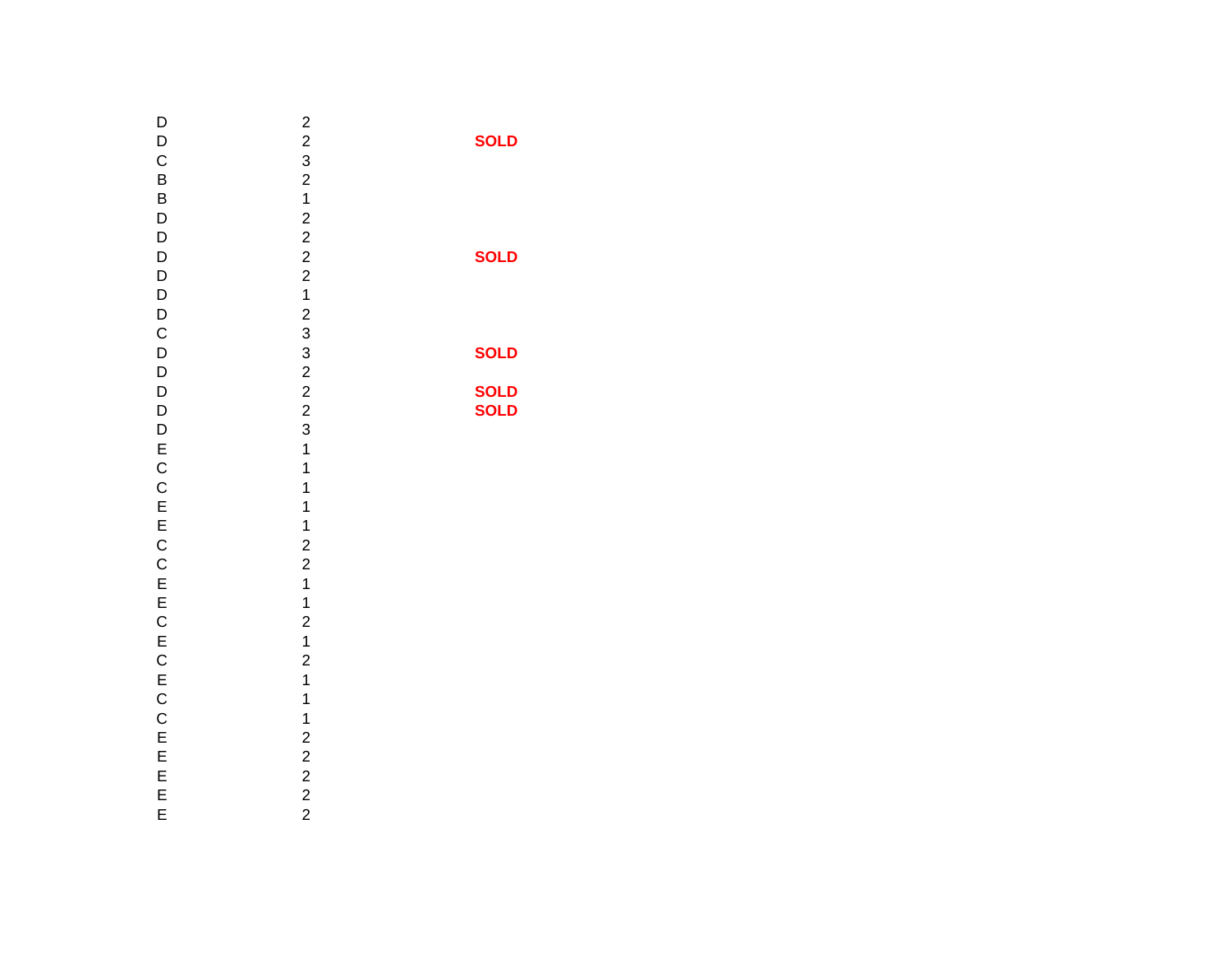| | | |
|---|---|---|
| D | 2 | |
| D | 2 | **SOLD** |
| C | 3 | |
| B | 2 | |
| B | 1 | |
| D | 2 | |
| D | 2 | |
| D | 2 | **SOLD** |
| D | 2 | |
| D | 1 | |
| D | 2 | |
| C | 3 | |
| D | 3 | **SOLD** |
| D | 2 | |
| D | 2 | **SOLD** |
| D | 2 | **SOLD** |
| D | 3 | |
| E | 1 | |
| C | 1 | |
| C | 1 | |
| E | 1 | |
| E | 1 | |
| C | 2 | |
| C | 2 | |
| E | 1 | |
| E | 1 | |
| C | 2 | |
| E | 1 | |
| C | 2 | |
| E | 1 | |
| C | 1 | |
| C | 1 | |
| E | 2 | |
| E | 2 | |
| E | 2 | |
| E | 2 | |
| E | 2 | |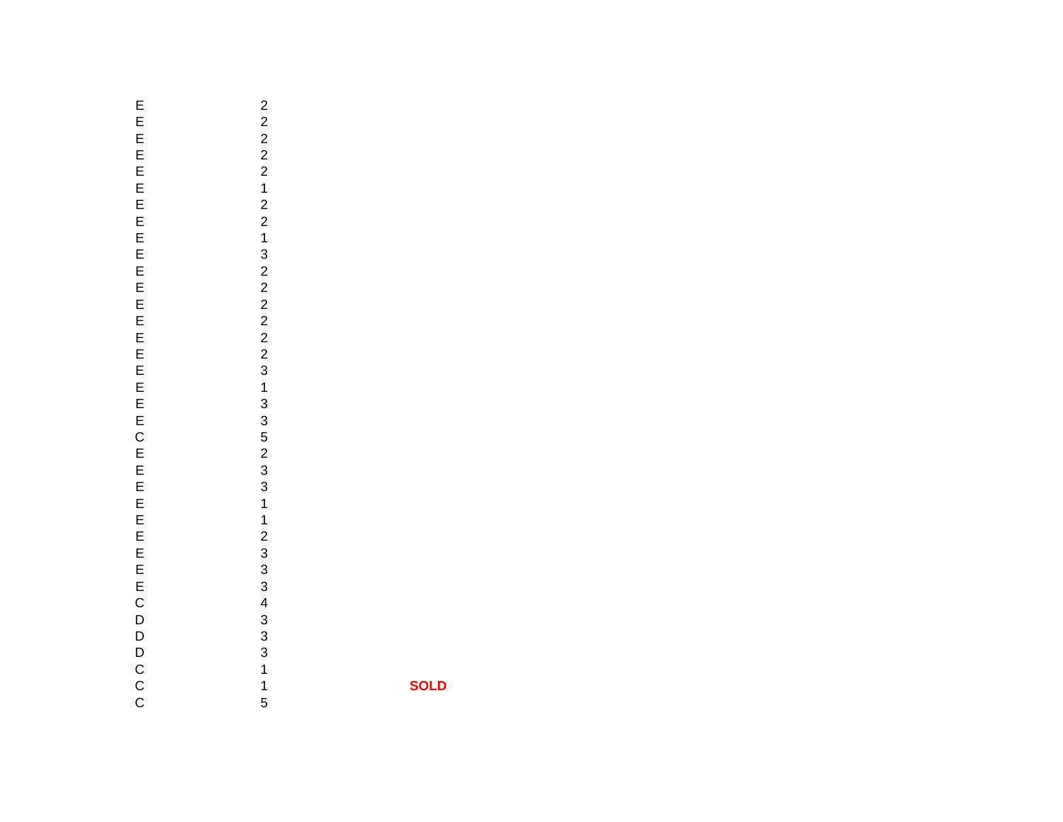| | | |
|---|---|---|
| E | 2 | |
| E | 2 | |
| E | 2 | |
| E | 2 | |
| E | 2 | |
| E | 1 | |
| E | 2 | |
| E | 2 | |
| E | 1 | |
| E | 3 | |
| E | 2 | |
| E | 2 | |
| E | 2 | |
| E | 2 | |
| E | 2 | |
| E | 2 | |
| E | 3 | |
| E | 1 | |
| E | 3 | |
| E | 3 | |
| C | 5 | |
| E | 2 | |
| E | 3 | |
| E | 3 | |
| E | 1 | |
| E | 1 | |
| E | 2 | |
| E | 3 | |
| E | 3 | |
| E | 3 | |
| C | 4 | |
| D | 3 | |
| D | 3 | |
| D | 3 | |
| C | 1 | |
| C | 1 | **SOLD** |
| C | 5 | |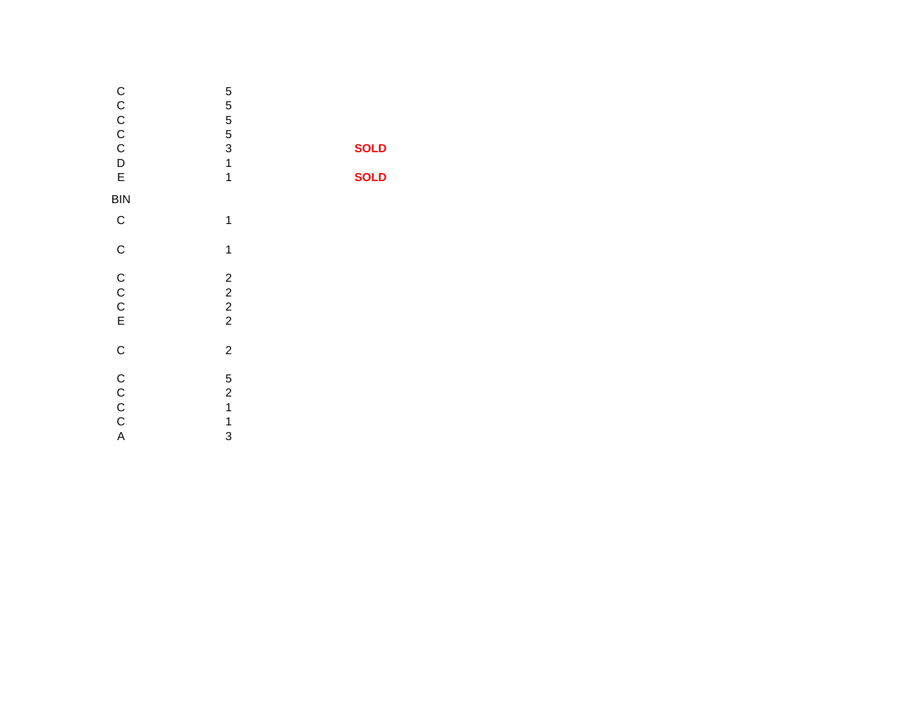| | | |
|---|---|---|
| C | 5 | |
| C | 5 | |
| C | 5 | |
| C | 5 | |
| C | 3 | **SOLD** |
| D | 1 | |
| E | 1 | **SOLD** |
| BIN | | |
| C | 1 | |
| C | 1 | |
| C | 2 | |
| C | 2 | |
| C | 2 | |
| E | 2 | |
| C | 2 | |
| C | 5 | |
| C | 2 | |
| C | 1 | |
| C | 1 | |
| A | 3 | |